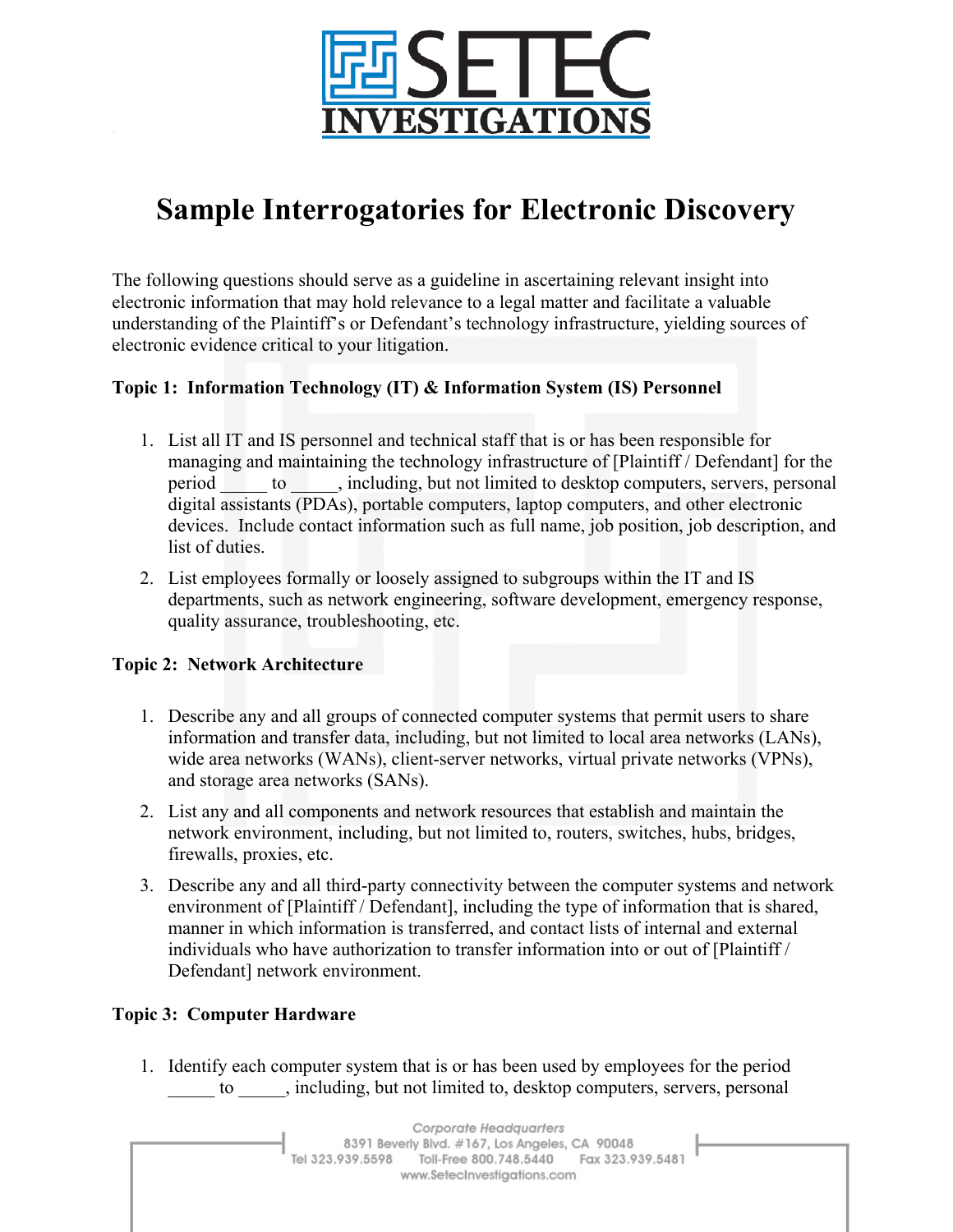# Sample Interrogatories for Electronic Discovery

The following questions should serve as a guideline in ascertaining relevant insight into electronic information that may hold relevance to a legal matter and facilitate a valuable understanding of the Plaintiff's or Defendant's technology infrastructure, yielding sources of electronic evidence critical to your litigation.

**Topic 1: Information Technology (IT) & Information System (IS) Personnel**

1. List all IT and IS personnel and technical staff that is or has been responsible for managing and maintaining the technology infrastructure of [Plaintiff / Defendant] for the period _____ to _____, including, but not limited to desktop computers, servers, personal digital assistants (PDAs), portable computers, laptop computers, and other electronic devices. Include contact information such as full name, job position, job description, and list of duties.
2. List employees formally or loosely assigned to subgroups within the IT and IS departments, such as network engineering, software development, emergency response, quality assurance, troubleshooting, etc.

**Topic 2: Network Architecture**

1. Describe any and all groups of connected computer systems that permit users to share information and transfer data, including, but not limited to local area networks (LANs), wide area networks (WANs), client-server networks, virtual private networks (VPNs), and storage area networks (SANs).
2. List any and all components and network resources that establish and maintain the network environment, including, but not limited to, routers, switches, hubs, bridges, firewalls, proxies, etc.
3. Describe any and all third-party connectivity between the computer systems and network environment of [Plaintiff / Defendant], including the type of information that is shared, manner in which information is transferred, and contact lists of internal and external individuals who have authorization to transfer information into or out of [Plaintiff / Defendant] network environment.

**Topic 3: Computer Hardware**

1. Identify each computer system that is or has been used by employees for the period _____ to _____, including, but not limited to, desktop computers, servers, personal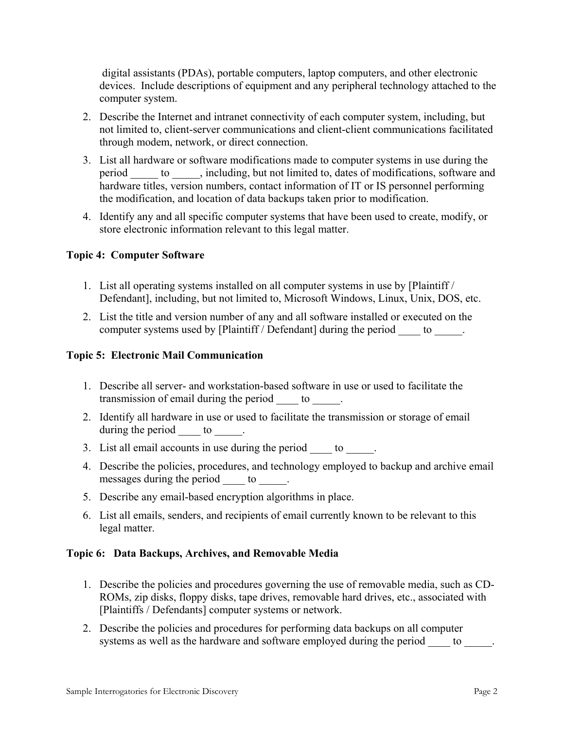digital assistants (PDAs), portable computers, laptop computers, and other electronic devices. Include descriptions of equipment and any peripheral technology attached to the computer system.

2. Describe the Internet and intranet connectivity of each computer system, including, but not limited to, client-server communications and client-client communications facilitated through modem, network, or direct connection.
3. List all hardware or software modifications made to computer systems in use during the period _____ to _____, including, but not limited to, dates of modifications, software and hardware titles, version numbers, contact information of IT or IS personnel performing the modification, and location of data backups taken prior to modification.
4. Identify any and all specific computer systems that have been used to create, modify, or store electronic information relevant to this legal matter.

**Topic 4: Computer Software**

1. List all operating systems installed on all computer systems in use by [Plaintiff / Defendant], including, but not limited to, Microsoft Windows, Linux, Unix, DOS, etc.
2. List the title and version number of any and all software installed or executed on the computer systems used by [Plaintiff / Defendant] during the period ____ to _____.

**Topic 5: Electronic Mail Communication**

1. Describe all server- and workstation-based software in use or used to facilitate the transmission of email during the period ____ to _____.
2. Identify all hardware in use or used to facilitate the transmission or storage of email during the period ____ to _____.
3. List all email accounts in use during the period ____ to _____.
4. Describe the policies, procedures, and technology employed to backup and archive email messages during the period ____ to _____.
5. Describe any email-based encryption algorithms in place.
6. List all emails, senders, and recipients of email currently known to be relevant to this legal matter.

**Topic 6: Data Backups, Archives, and Removable Media**

1. Describe the policies and procedures governing the use of removable media, such as CD-ROMs, zip disks, floppy disks, tape drives, removable hard drives, etc., associated with [Plaintiffs / Defendants] computer systems or network.
2. Describe the policies and procedures for performing data backups on all computer systems as well as the hardware and software employed during the period ____ to _____.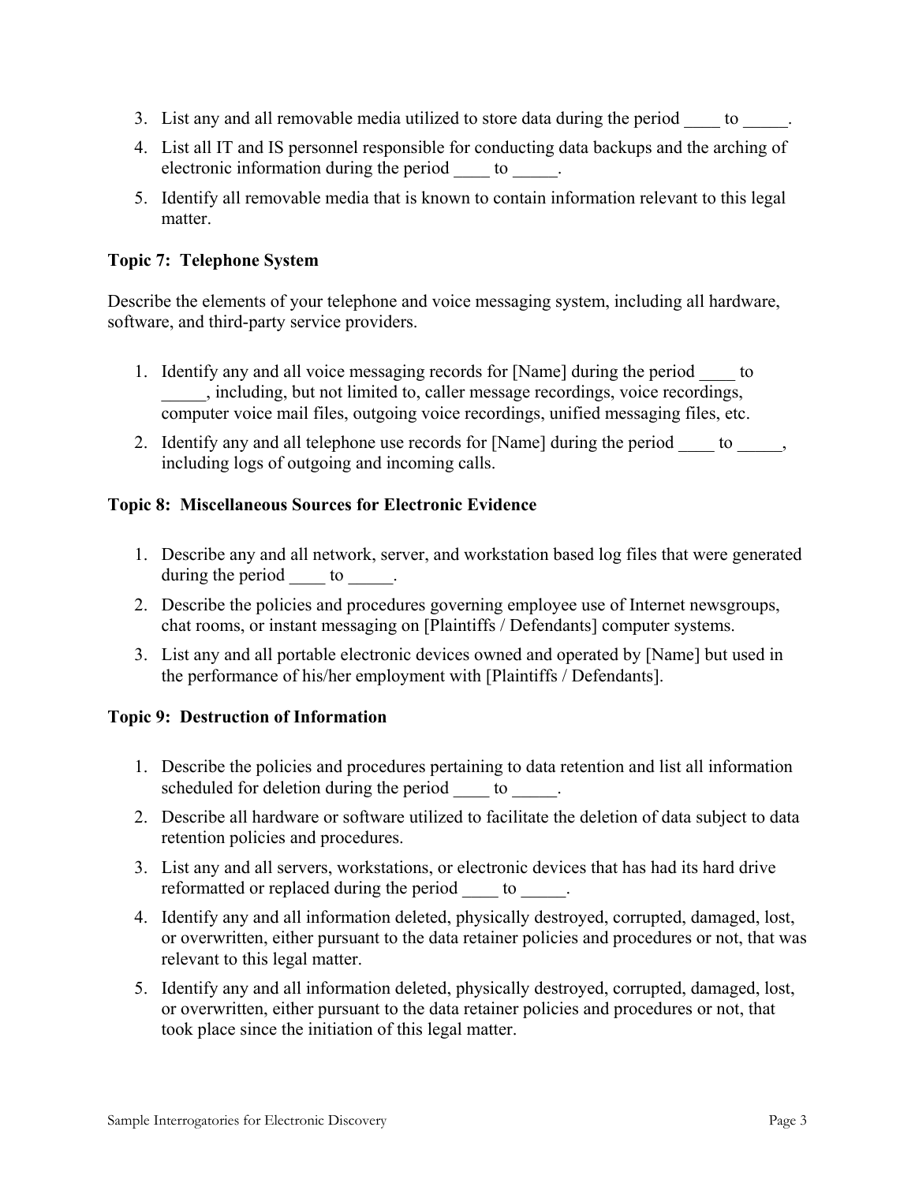3. List any and all removable media utilized to store data during the period ____ to _____.
4. List all IT and IS personnel responsible for conducting data backups and the arching of electronic information during the period ____ to _____.
5. Identify all removable media that is known to contain information relevant to this legal matter.

**Topic 7: Telephone System**

Describe the elements of your telephone and voice messaging system, including all hardware, software, and third-party service providers.

1. Identify any and all voice messaging records for [Name] during the period ____ to _____, including, but not limited to, caller message recordings, voice recordings, computer voice mail files, outgoing voice recordings, unified messaging files, etc.
2. Identify any and all telephone use records for [Name] during the period ____ to _____, including logs of outgoing and incoming calls.

**Topic 8: Miscellaneous Sources for Electronic Evidence**

1. Describe any and all network, server, and workstation based log files that were generated during the period ____ to _____.
2. Describe the policies and procedures governing employee use of Internet newsgroups, chat rooms, or instant messaging on [Plaintiffs / Defendants] computer systems.
3. List any and all portable electronic devices owned and operated by [Name] but used in the performance of his/her employment with [Plaintiffs / Defendants].

**Topic 9: Destruction of Information**

1. Describe the policies and procedures pertaining to data retention and list all information scheduled for deletion during the period ____ to _____.
2. Describe all hardware or software utilized to facilitate the deletion of data subject to data retention policies and procedures.
3. List any and all servers, workstations, or electronic devices that has had its hard drive reformatted or replaced during the period ____ to _____.
4. Identify any and all information deleted, physically destroyed, corrupted, damaged, lost, or overwritten, either pursuant to the data retainer policies and procedures or not, that was relevant to this legal matter.
5. Identify any and all information deleted, physically destroyed, corrupted, damaged, lost, or overwritten, either pursuant to the data retainer policies and procedures or not, that took place since the initiation of this legal matter.